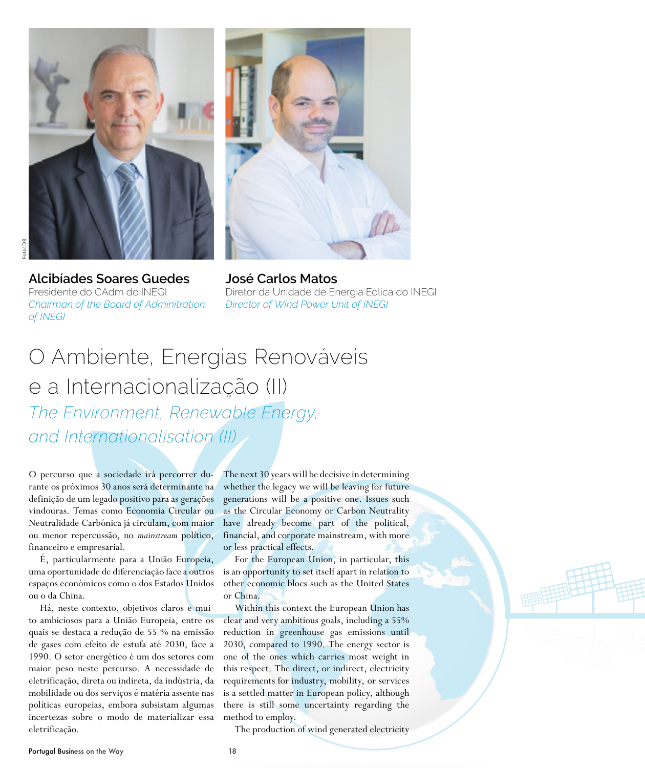**Alcibíades Soares Guedes**
Presidente do CAdm do INEGI
*Chairman of the Board of Admintration of INEGI*

**José Carlos Matos**
Diretor da Unidade de Energia Eólica do INEGI
*Director of Wind Power Unit of INEGI*

# O Ambiente, Energias Renováveis e a Internacionalização (II)

## *The Environment, Renewable Energy, and Internationalisation (II)*

O percurso que a sociedade irá percorrer durante os próximos 30 anos será determinante na definição de um legado positivo para as gerações vindouras. Temas como Economia Circular ou Neutralidade Carbónica já circulam, com maior ou menor repercussão, no *mainstream* político, financeiro e empresarial.

É, particularmente para a União Europeia, uma oportunidade de diferenciação face a outros espaços económicos como o dos Estados Unidos ou o da China.

Há, neste contexto, objetivos claros e muito ambiciosos para a União Europeia, entre os quais se destaca a redução de 55 % na emissão de gases com efeito de estufa até 2030, face a 1990. O setor energético é um dos setores com maior peso neste percurso. A necessidade de eletrificação, direta ou indireta, da indústria, da mobilidade ou dos serviços é matéria assente nas políticas europeias, embora subsistam algumas incertezas sobre o modo de materializar essa eletrificação.

The next 30 years will be decisive in determining whether the legacy we will be leaving for future generations will be a positive one. Issues such as the Circular Economy or Carbon Neutrality have already become part of the political, financial, and corporate mainstream, with more or less practical effects.

For the European Union, in particular, this is an opportunity to set itself apart in relation to other economic blocs such as the United States or China.

Within this context the European Union has clear and very ambitious goals, including a 55% reduction in greenhouse gas emissions until 2030, compared to 1990. The energy sector is one of the ones which carries most weight in this respect. The direct, or indirect, electricity requirements for industry, mobility, or services is a settled matter in European policy, although there is still some uncertainty regarding the method to employ.

The production of wind generated electricity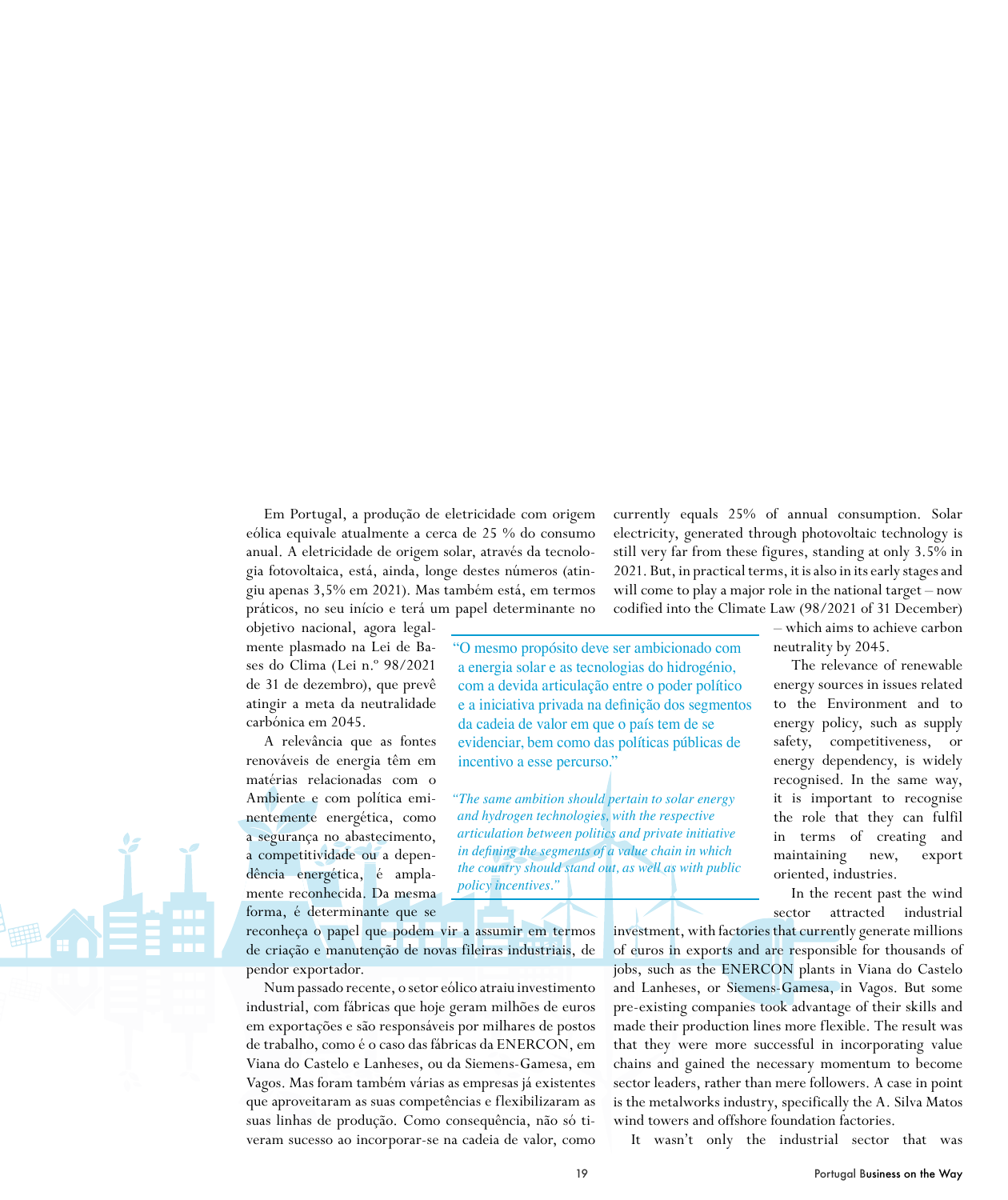Em Portugal, a produção de eletricidade com origem eólica equivale atualmente a cerca de 25 % do consumo anual. A eletricidade de origem solar, através da tecnologia fotovoltaica, está, ainda, longe destes números (atingiu apenas 3,5% em 2021). Mas também está, em termos práticos, no seu início e terá um papel determinante no objetivo nacional, agora legalmente plasmado na Lei de Bases do Clima (Lei n.º 98/2021 de 31 de dezembro), que prevê atingir a meta da neutralidade carbónica em 2045.

A relevância que as fontes renováveis de energia têm em matérias relacionadas com o Ambiente e com política eminentemente energética, como a segurança no abastecimento, a competitividade ou a dependência energética, é amplamente reconhecida. Da mesma forma, é determinante que se reconheça o papel que podem vir a assumir em termos de criação e manutenção de novas fileiras industriais, de pendor exportador.

> "O mesmo propósito deve ser ambicionado com a energia solar e as tecnologias do hidrogénio, com a devida articulação entre o poder político e a iniciativa privada na definição dos segmentos da cadeia de valor em que o país tem de se evidenciar, bem como das políticas públicas de incentivo a esse percurso."
>
> *"The same ambition should pertain to solar energy and hydrogen technologies, with the respective articulation between politics and private initiative in defining the segments of a value chain in which the country should stand out, as well as with public policy incentives."*

Num passado recente, o setor eólico atraiu investimento industrial, com fábricas que hoje geram milhões de euros em exportações e são responsáveis por milhares de postos de trabalho, como é o caso das fábricas da ENERCON, em Viana do Castelo e Lanheses, ou da Siemens-Gamesa, em Vagos. Mas foram também várias as empresas já existentes que aproveitaram as suas competências e flexibilizaram as suas linhas de produção. Como consequência, não só tiveram sucesso ao incorporar-se na cadeia de valor, como

In Portugal, wind power generation currently equals 25% of annual consumption. Solar electricity, generated through photovoltaic technology is still very far from these figures, standing at only 3.5% in 2021. But, in practical terms, it is also in its early stages and will come to play a major role in the national target – now codified into the Climate Law (98/2021 of 31 December) – which aims to achieve carbon neutrality by 2045.

The relevance of renewable energy sources in issues related to the Environment and to energy policy, such as supply safety, competitiveness, or energy dependency, is widely recognised. In the same way, it is important to recognise the role that they can fulfil in terms of creating and maintaining new, export oriented, industries.

In the recent past the wind sector attracted industrial investment, with factories that currently generate millions of euros in exports and are responsible for thousands of jobs, such as the ENERCON plants in Viana do Castelo and Lanheses, or Siemens-Gamesa, in Vagos. But some pre-existing companies took advantage of their skills and made their production lines more flexible. The result was that they were more successful in incorporating value chains and gained the necessary momentum to become sector leaders, rather than mere followers. A case in point is the metalworks industry, specifically the A. Silva Matos wind towers and offshore foundation factories.

It wasn't only the industrial sector that was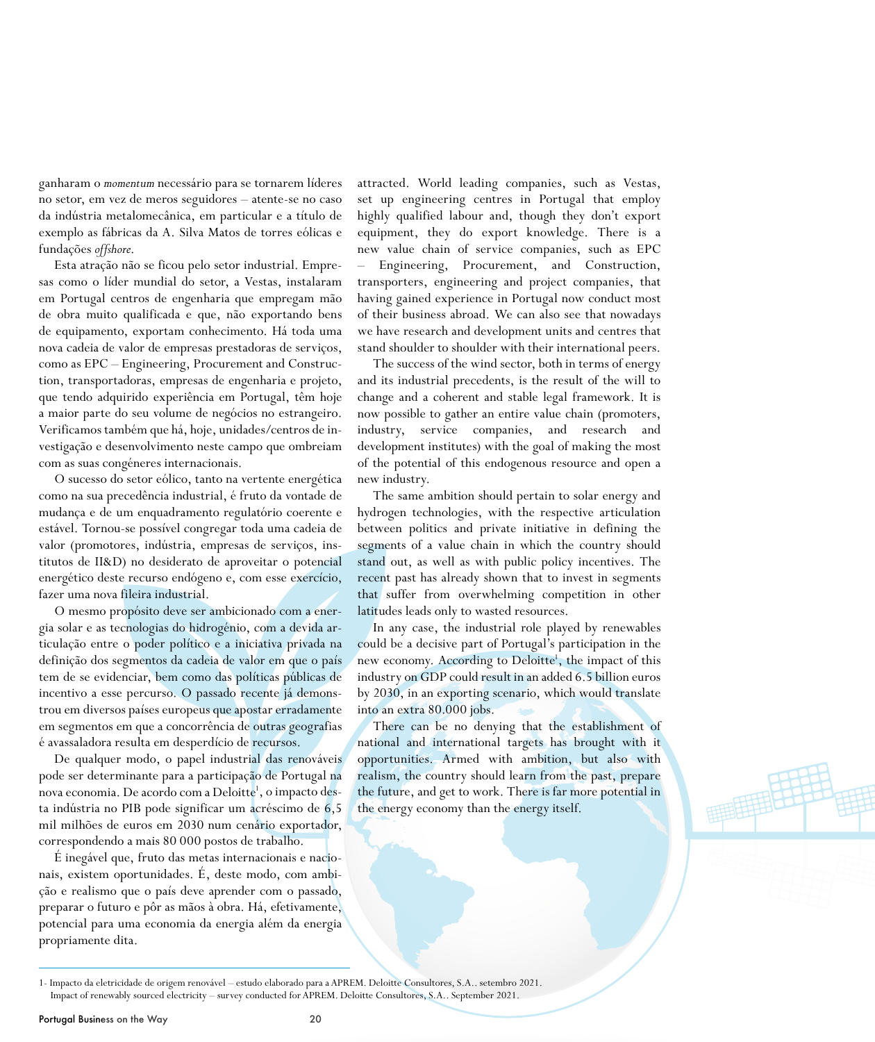ganharam o *momentum* necessário para se tornarem líderes no setor, em vez de meros seguidores – atente-se no caso da indústria metalomecânica, em particular e a título de exemplo as fábricas da A. Silva Matos de torres eólicas e fundações *offshore*.

Esta atração não se ficou pelo setor industrial. Empresas como o líder mundial do setor, a Vestas, instalaram em Portugal centros de engenharia que empregam mão de obra muito qualificada e que, não exportando bens de equipamento, exportam conhecimento. Há toda uma nova cadeia de valor de empresas prestadoras de serviços, como as EPC – Engineering, Procurement and Construction, transportadoras, empresas de engenharia e projeto, que tendo adquirido experiência em Portugal, têm hoje a maior parte do seu volume de negócios no estrangeiro. Verificamos também que há, hoje, unidades/centros de investigação e desenvolvimento neste campo que ombreiam com as suas congéneres internacionais.

O sucesso do setor eólico, tanto na vertente energética como na sua precedência industrial, é fruto da vontade de mudança e de um enquadramento regulatório coerente e estável. Tornou-se possível congregar toda uma cadeia de valor (promotores, indústria, empresas de serviços, institutos de II&D) no desiderato de aproveitar o potencial energético deste recurso endógeno e, com esse exercício, fazer uma nova fileira industrial.

O mesmo propósito deve ser ambicionado com a energia solar e as tecnologias do hidrogénio, com a devida articulação entre o poder político e a iniciativa privada na definição dos segmentos da cadeia de valor em que o país tem de se evidenciar, bem como das políticas públicas de incentivo a esse percurso. O passado recente já demonstrou em diversos países europeus que apostar erradamente em segmentos em que a concorrência de outras geografias é avassaladora resulta em desperdício de recursos.

De qualquer modo, o papel industrial das renováveis pode ser determinante para a participação de Portugal na nova economia. De acordo com a Deloitte[1], o impacto desta indústria no PIB pode significar um acréscimo de 6,5 mil milhões de euros em 2030 num cenário exportador, correspondendo a mais 80 000 postos de trabalho.

É inegável que, fruto das metas internacionais e nacionais, existem oportunidades. É, deste modo, com ambição e realismo que o país deve aprender com o passado, preparar o futuro e pôr as mãos à obra. Há, efetivamente, potencial para uma economia da energia além da energia propriamente dita.

attracted. World leading companies, such as Vestas, set up engineering centres in Portugal that employ highly qualified labour and, though they don't export equipment, they do export knowledge. There is a new value chain of service companies, such as EPC – Engineering, Procurement, and Construction, transporters, engineering and project companies, that having gained experience in Portugal now conduct most of their business abroad. We can also see that nowadays we have research and development units and centres that stand shoulder to shoulder with their international peers.

The success of the wind sector, both in terms of energy and its industrial precedents, is the result of the will to change and a coherent and stable legal framework. It is now possible to gather an entire value chain (promoters, industry, service companies, and research and development institutes) with the goal of making the most of the potential of this endogenous resource and open a new industry.

The same ambition should pertain to solar energy and hydrogen technologies, with the respective articulation between politics and private initiative in defining the segments of a value chain in which the country should stand out, as well as with public policy incentives. The recent past has already shown that to invest in segments that suffer from overwhelming competition in other latitudes leads only to wasted resources.

In any case, the industrial role played by renewables could be a decisive part of Portugal's participation in the new economy. According to Deloitte[1], the impact of this industry on GDP could result in an added 6.5 billion euros by 2030, in an exporting scenario, which would translate into an extra 80.000 jobs.

There can be no denying that the establishment of national and international targets has brought with it opportunities. Armed with ambition, but also with realism, the country should learn from the past, prepare the future, and get to work. There is far more potential in the energy economy than the energy itself.

---

1- Impacto da eletricidade de origem renovável – estudo elaborado para a APREM. Deloitte Consultores, S.A.. setembro 2021.
Impact of renewably sourced electricity – survey conducted for APREM. Deloitte Consultores, S.A.. September 2021.